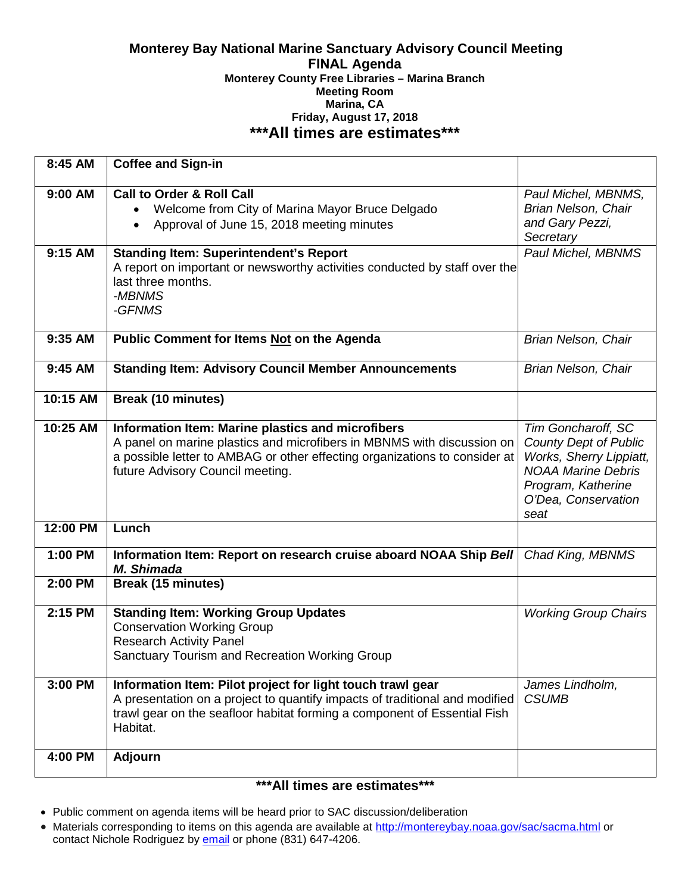# Monterey Bay National Marine Sanctuary Advisory Council Meeting

## FINAL Agenda

**Monterey County Free Libraries – Marina Branch**
**Meeting Room**
**Marina, CA**
**Friday, August 17, 2018**

**\*\*\*All times are estimates\*\*\***

| Time | Item | Presenter |
|---|---|---|
| **8:45 AM** | **Coffee and Sign-in** | |
| **9:00 AM** | **Call to Order & Roll Call**<br>• Welcome from City of Marina Mayor Bruce Delgado<br>• Approval of June 15, 2018 meeting minutes | *Paul Michel, MBNMS, Brian Nelson, Chair and Gary Pezzi, Secretary* |
| **9:15 AM** | **Standing Item: Superintendent's Report**<br>A report on important or newsworthy activities conducted by staff over the last three months.<br>*-MBNMS*<br>*-GFNMS* | *Paul Michel, MBNMS* |
| **9:35 AM** | **Public Comment for Items <u>Not</u> on the Agenda** | *Brian Nelson, Chair* |
| **9:45 AM** | **Standing Item: Advisory Council Member Announcements** | *Brian Nelson, Chair* |
| **10:15 AM** | **Break (10 minutes)** | |
| **10:25 AM** | **Information Item: Marine plastics and microfibers**<br>A panel on marine plastics and microfibers in MBNMS with discussion on a possible letter to AMBAG or other effecting organizations to consider at future Advisory Council meeting. | *Tim Goncharoff, SC County Dept of Public Works, Sherry Lippiatt, NOAA Marine Debris Program, Katherine O'Dea, Conservation seat* |
| **12:00 PM** | **Lunch** | |
| **1:00 PM** | **Information Item: Report on research cruise aboard NOAA Ship *Bell M. Shimada*** | *Chad King, MBNMS* |
| **2:00 PM** | **Break (15 minutes)** | |
| **2:15 PM** | **Standing Item: Working Group Updates**<br>Conservation Working Group<br>Research Activity Panel<br>Sanctuary Tourism and Recreation Working Group | *Working Group Chairs* |
| **3:00 PM** | **Information Item: Pilot project for light touch trawl gear**<br>A presentation on a project to quantify impacts of traditional and modified trawl gear on the seafloor habitat forming a component of Essential Fish Habitat. | *James Lindholm, CSUMB* |
| **4:00 PM** | **Adjourn** | |

**\*\*\*All times are estimates\*\*\***

- Public comment on agenda items will be heard prior to SAC discussion/deliberation
- Materials corresponding to items on this agenda are available at http://montereybay.noaa.gov/sac/sacma.html or contact Nichole Rodriguez by email or phone (831) 647-4206.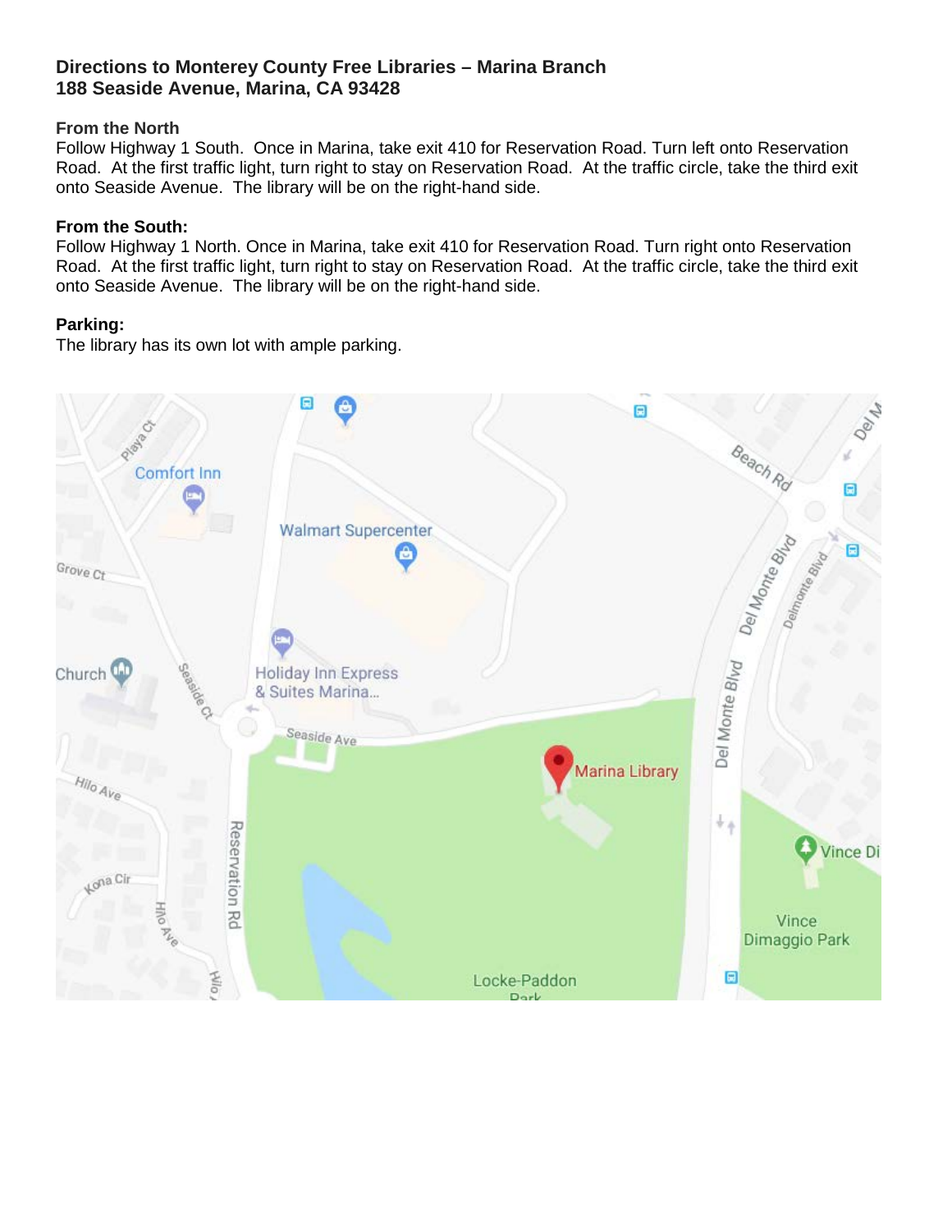**Directions to Monterey County Free Libraries – Marina Branch**
**188 Seaside Avenue, Marina, CA 93428**

**From the North**
Follow Highway 1 South. Once in Marina, take exit 410 for Reservation Road. Turn left onto Reservation Road. At the first traffic light, turn right to stay on Reservation Road. At the traffic circle, take the third exit onto Seaside Avenue. The library will be on the right-hand side.

**From the South:**
Follow Highway 1 North. Once in Marina, take exit 410 for Reservation Road. Turn right onto Reservation Road. At the first traffic light, turn right to stay on Reservation Road. At the traffic circle, take the third exit onto Seaside Avenue. The library will be on the right-hand side.

**Parking:**
The library has its own lot with ample parking.

Playa Ct
Comfort Inn
Walmart Supercenter
Beach Rd
Del Monte Blvd
Delmonte Blvd
Grove Ct
Church
Seaside Ct
Holiday Inn Express & Suites Marina...
Seaside Ave
Marina Library
Hilo Ave
Reservation Rd
Kona Cir
Vince Di
Vince Dimaggio Park
Locke-Paddon Park